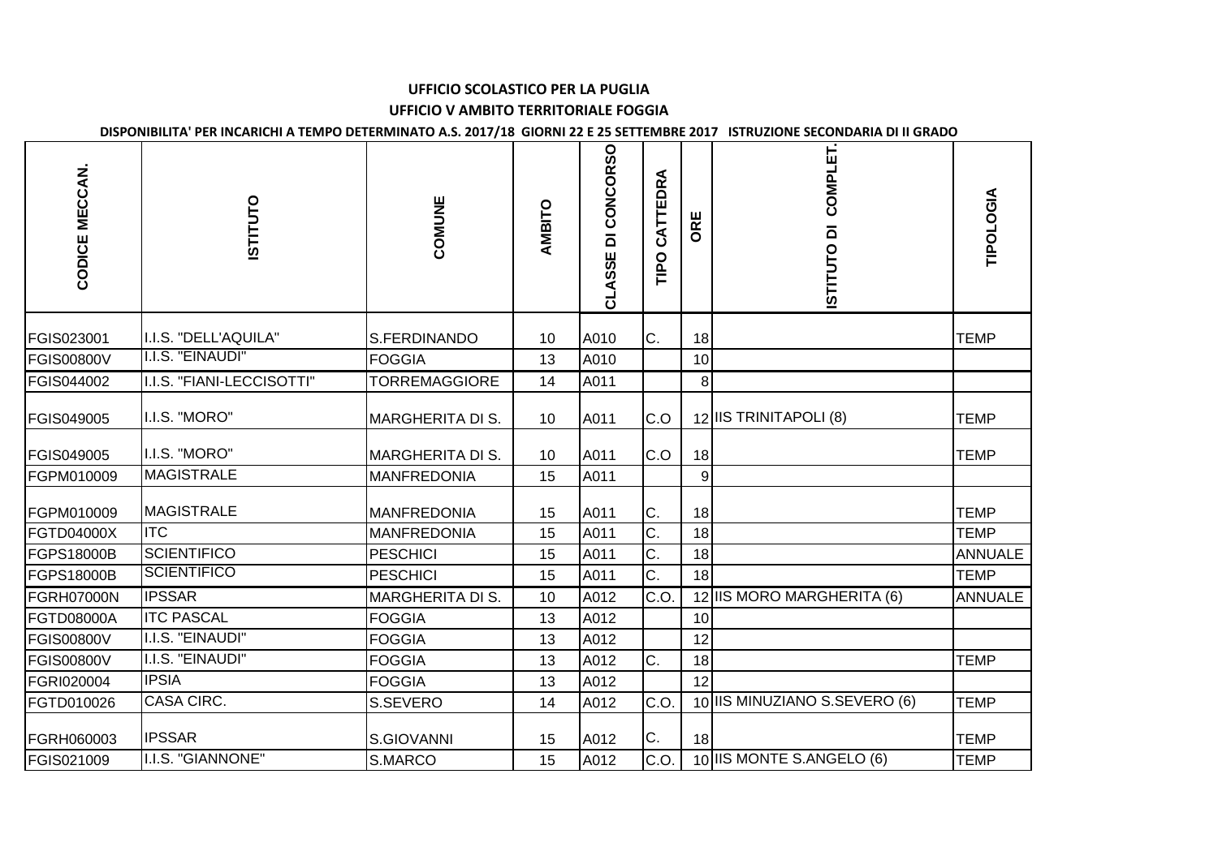**UFFICIO SCOLASTICO PER LA PUGLIA**

**UFFICIO V AMBITO TERRITORIALE FOGGIA**

**DISPONIBILITA' PER INCARICHI A TEMPO DETERMINATO A.S. 2017/18 GIORNI 22 E 25 SETTEMBRE 2017 ISTRUZIONE SECONDARIA DI II GRADO**

| CODICE MECCAN. | ISTITUTO | COMUNE | AMBITO | CLASSE DI CONCORSO | TIPO CATTEDRA | ORE | ISTITUTO DI COMPLET. | TIPOLOGIA |
|---|---|---|---|---|---|---|---|---|
| FGIS023001 | I.I.S. "DELL'AQUILA" | S.FERDINANDO | 10 | A010 | C. | 18 | | TEMP |
| FGIS00800V | I.I.S. "EINAUDI" | FOGGIA | 13 | A010 | | 10 | | |
| FGIS044002 | I.I.S. "FIANI-LECCISOTTI" | TORREMAGGIORE | 14 | A011 | | 8 | | |
| FGIS049005 | I.I.S. "MORO" | MARGHERITA DI S. | 10 | A011 | C.O | 12 | IIS TRINITAPOLI (8) | TEMP |
| FGIS049005 | I.I.S. "MORO" | MARGHERITA DI S. | 10 | A011 | C.O | 18 | | TEMP |
| FGPM010009 | MAGISTRALE | MANFREDONIA | 15 | A011 | | 9 | | |
| FGPM010009 | MAGISTRALE | MANFREDONIA | 15 | A011 | C. | 18 | | TEMP |
| FGTD04000X | ITC | MANFREDONIA | 15 | A011 | C. | 18 | | TEMP |
| FGPS18000B | SCIENTIFICO | PESCHICI | 15 | A011 | C. | 18 | | ANNUALE |
| FGPS18000B | SCIENTIFICO | PESCHICI | 15 | A011 | C. | 18 | | TEMP |
| FGRH07000N | IPSSAR | MARGHERITA DI S. | 10 | A012 | C.O. | 12 | IIS MORO MARGHERITA (6) | ANNUALE |
| FGTD08000A | ITC PASCAL | FOGGIA | 13 | A012 | | 10 | | |
| FGIS00800V | I.I.S. "EINAUDI" | FOGGIA | 13 | A012 | | 12 | | |
| FGIS00800V | I.I.S. "EINAUDI" | FOGGIA | 13 | A012 | C. | 18 | | TEMP |
| FGRI020004 | IPSIA | FOGGIA | 13 | A012 | | 12 | | |
| FGTD010026 | CASA CIRC. | S.SEVERO | 14 | A012 | C.O. | 10 | IIS MINUZIANO S.SEVERO (6) | TEMP |
| FGRH060003 | IPSSAR | S.GIOVANNI | 15 | A012 | C. | 18 | | TEMP |
| FGIS021009 | I.I.S. "GIANNONE" | S.MARCO | 15 | A012 | C.O. | 10 | IIS MONTE S.ANGELO (6) | TEMP |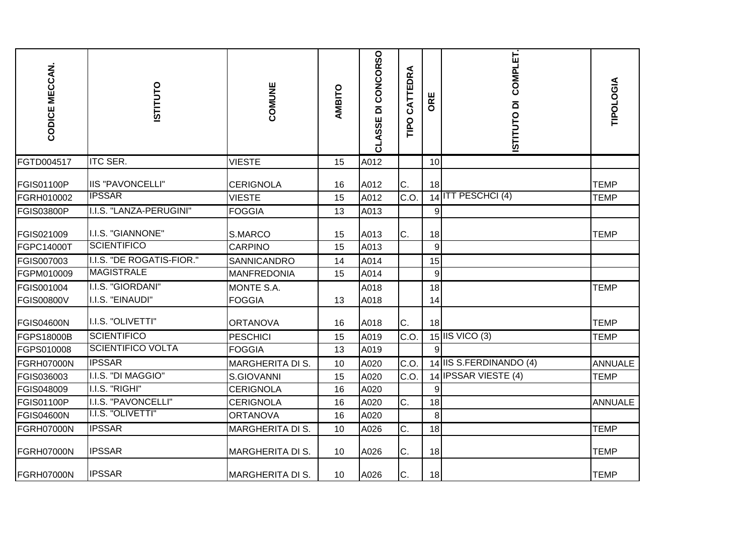| CODICE MECCAN. | ISTITUTO | COMUNE | AMBITO | CLASSE DI CONCORSO | TIPO CATTEDRA | ORE | ISTITUTO DI COMPLET. | TIPOLOGIA |
|---|---|---|---|---|---|---|---|---|
| FGTD004517 | ITC SER. | VIESTE | 15 | A012 | | 10 | | |
| FGIS01100P | IIS "PAVONCELLI" | CERIGNOLA | 16 | A012 | C. | 18 | | TEMP |
| FGRH010002 | IPSSAR | VIESTE | 15 | A012 | C.O. | 14 | ITT PESCHCI (4) | TEMP |
| FGIS03800P | I.I.S. "LANZA-PERUGINI" | FOGGIA | 13 | A013 | | 9 | | |
| FGIS021009 | I.I.S. "GIANNONE" | S.MARCO | 15 | A013 | C. | 18 | | TEMP |
| FGPC14000T | SCIENTIFICO | CARPINO | 15 | A013 | | 9 | | |
| FGIS007003 | I.I.S. "DE ROGATIS-FIOR." | SANNICANDRO | 14 | A014 | | 15 | | |
| FGPM010009 | MAGISTRALE | MANFREDONIA | 15 | A014 | | 9 | | |
| FGIS001004 | I.I.S. "GIORDANI" | MONTE S.A. | | A018 | | 18 | | TEMP |
| FGIS00800V | I.I.S. "EINAUDI" | FOGGIA | 13 | A018 | | 14 | | |
| FGIS04600N | I.I.S. "OLIVETTI" | ORTANOVA | 16 | A018 | C. | 18 | | TEMP |
| FGPS18000B | SCIENTIFICO | PESCHICI | 15 | A019 | C.O. | 15 | IIS VICO (3) | TEMP |
| FGPS010008 | SCIENTIFICO VOLTA | FOGGIA | 13 | A019 | | 9 | | |
| FGRH07000N | IPSSAR | MARGHERITA DI S. | 10 | A020 | C.O. | 14 | IIS S.FERDINANDO (4) | ANNUALE |
| FGIS036003 | I.I.S. "DI MAGGIO" | S.GIOVANNI | 15 | A020 | C.O. | 14 | IPSSAR VIESTE (4) | TEMP |
| FGIS048009 | I.I.S. "RIGHI" | CERIGNOLA | 16 | A020 | | 9 | | |
| FGIS01100P | I.I.S. "PAVONCELLI" | CERIGNOLA | 16 | A020 | C. | 18 | | ANNUALE |
| FGIS04600N | I.I.S. "OLIVETTI" | ORTANOVA | 16 | A020 | | 8 | | |
| FGRH07000N | IPSSAR | MARGHERITA DI S. | 10 | A026 | C. | 18 | | TEMP |
| FGRH07000N | IPSSAR | MARGHERITA DI S. | 10 | A026 | C. | 18 | | TEMP |
| FGRH07000N | IPSSAR | MARGHERITA DI S. | 10 | A026 | C. | 18 | | TEMP |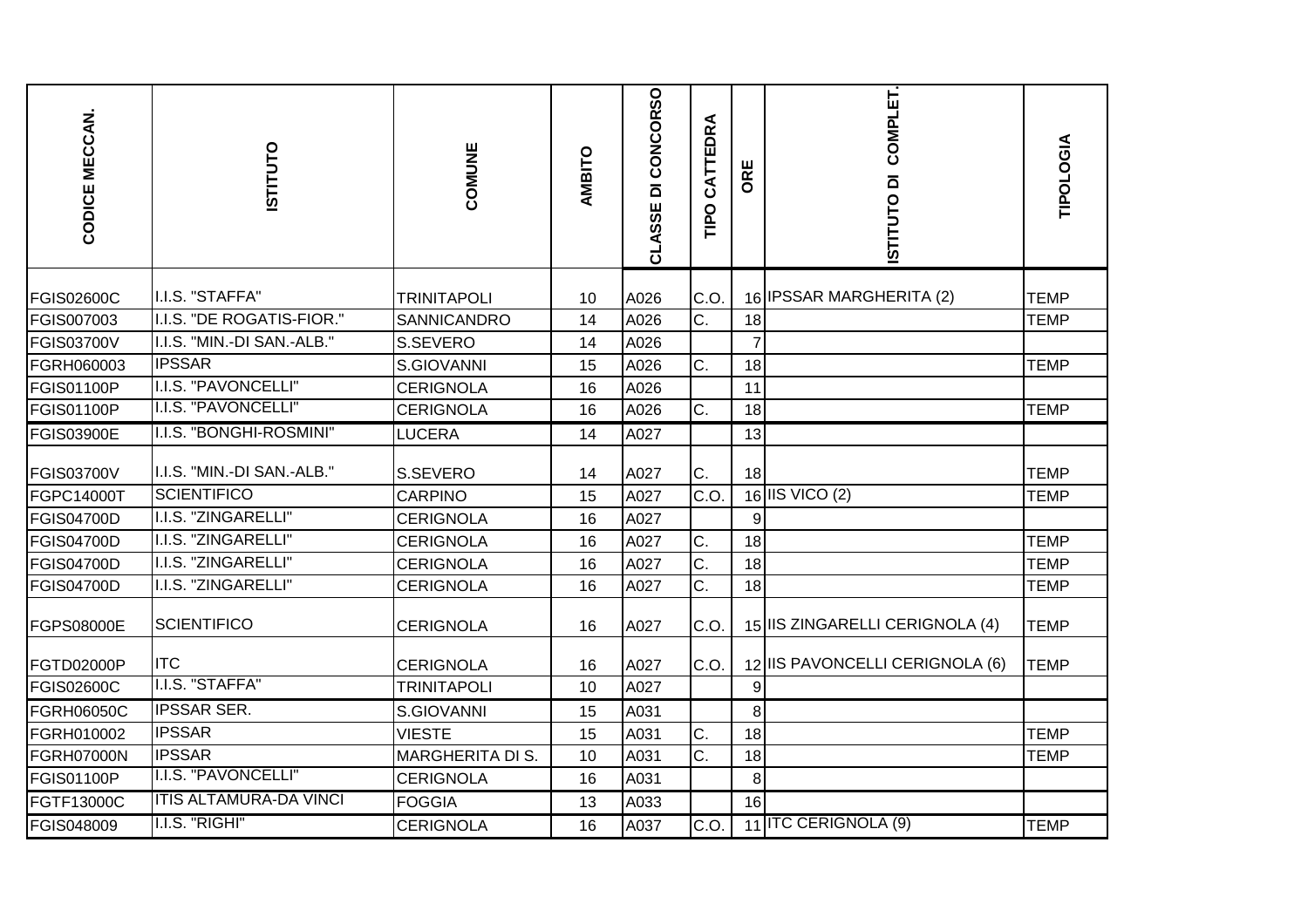| CODICE MECCAN. | ISTITUTO | COMUNE | AMBITO | CLASSE DI CONCORSO | TIPO CATTEDRA | ORE | ISTITUTO DI COMPLET. | TIPOLOGIA |
|---|---|---|---|---|---|---|---|---|
| FGIS02600C | I.I.S. "STAFFA" | TRINITAPOLI | 10 | A026 | C.O. | 16 | IPSSAR MARGHERITA (2) | TEMP |
| FGIS007003 | I.I.S. "DE ROGATIS-FIOR." | SANNICANDRO | 14 | A026 | C. | 18 | | TEMP |
| FGIS03700V | I.I.S. "MIN.-DI SAN.-ALB." | S.SEVERO | 14 | A026 | | 7 | | |
| FGRH060003 | IPSSAR | S.GIOVANNI | 15 | A026 | C. | 18 | | TEMP |
| FGIS01100P | I.I.S. "PAVONCELLI" | CERIGNOLA | 16 | A026 | | 11 | | |
| FGIS01100P | I.I.S. "PAVONCELLI" | CERIGNOLA | 16 | A026 | C. | 18 | | TEMP |
| FGIS03900E | I.I.S. "BONGHI-ROSMINI" | LUCERA | 14 | A027 | | 13 | | |
| FGIS03700V | I.I.S. "MIN.-DI SAN.-ALB." | S.SEVERO | 14 | A027 | C. | 18 | | TEMP |
| FGPC14000T | SCIENTIFICO | CARPINO | 15 | A027 | C.O. | 16 | IIS VICO (2) | TEMP |
| FGIS04700D | I.I.S. "ZINGARELLI" | CERIGNOLA | 16 | A027 | | 9 | | |
| FGIS04700D | I.I.S. "ZINGARELLI" | CERIGNOLA | 16 | A027 | C. | 18 | | TEMP |
| FGIS04700D | I.I.S. "ZINGARELLI" | CERIGNOLA | 16 | A027 | C. | 18 | | TEMP |
| FGIS04700D | I.I.S. "ZINGARELLI" | CERIGNOLA | 16 | A027 | C. | 18 | | TEMP |
| FGPS08000E | SCIENTIFICO | CERIGNOLA | 16 | A027 | C.O. | 15 | IIS ZINGARELLI CERIGNOLA (4) | TEMP |
| FGTD02000P | ITC | CERIGNOLA | 16 | A027 | C.O. | 12 | IIS PAVONCELLI CERIGNOLA (6) | TEMP |
| FGIS02600C | I.I.S. "STAFFA" | TRINITAPOLI | 10 | A027 | | 9 | | |
| FGRH06050C | IPSSAR SER. | S.GIOVANNI | 15 | A031 | | 8 | | |
| FGRH010002 | IPSSAR | VIESTE | 15 | A031 | C. | 18 | | TEMP |
| FGRH07000N | IPSSAR | MARGHERITA DI S. | 10 | A031 | C. | 18 | | TEMP |
| FGIS01100P | I.I.S. "PAVONCELLI" | CERIGNOLA | 16 | A031 | | 8 | | |
| FGTF13000C | ITIS ALTAMURA-DA VINCI | FOGGIA | 13 | A033 | | 16 | | |
| FGIS048009 | I.I.S. "RIGHI" | CERIGNOLA | 16 | A037 | C.O. | 11 | ITC CERIGNOLA (9) | TEMP |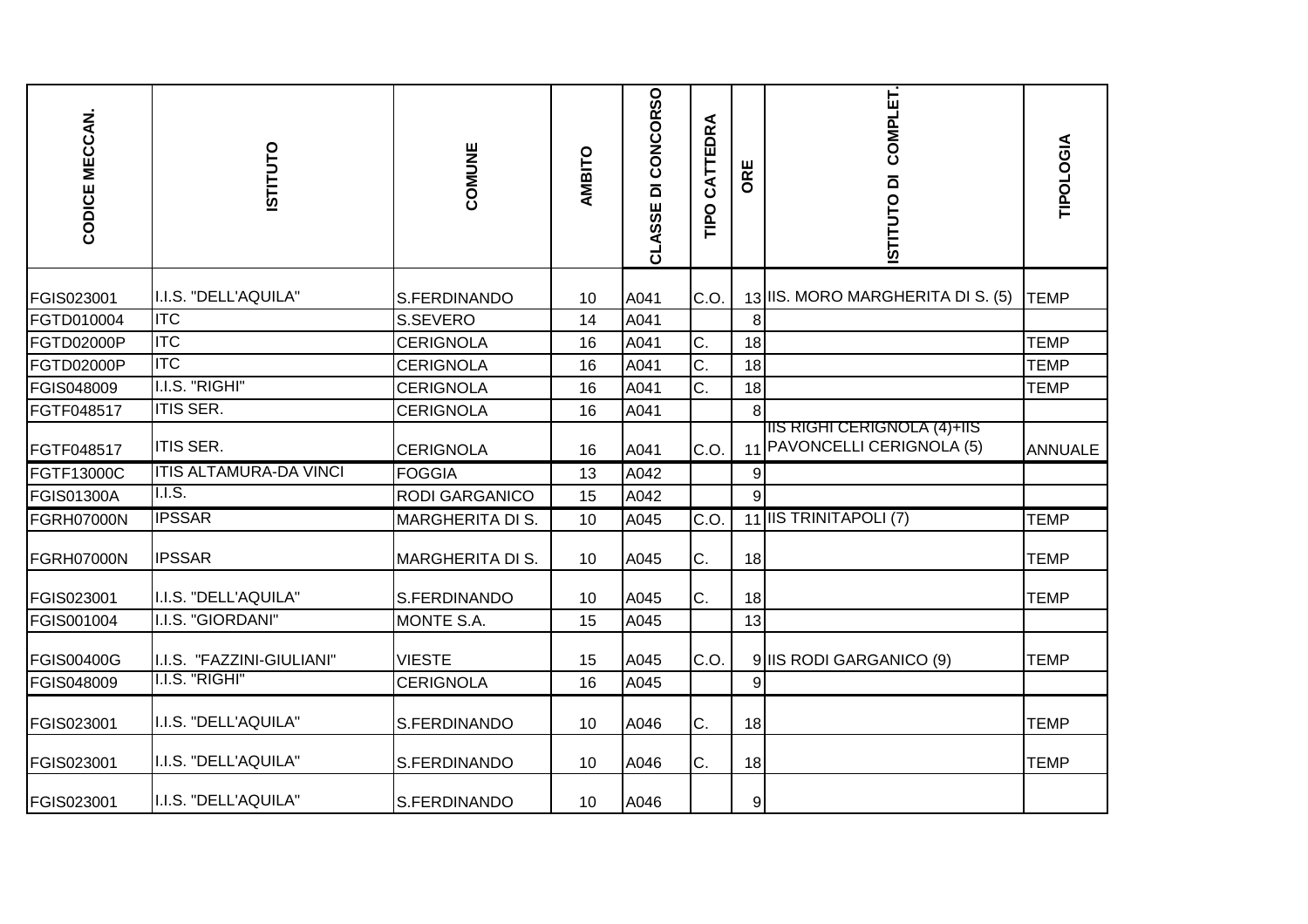| CODICE MECCAN. | ISTITUTO | COMUNE | AMBITO | CLASSE DI CONCORSO | TIPO CATTEDRA | ORE | ISTITUTO DI COMPLET. | TIPOLOGIA |
|---|---|---|---|---|---|---|---|---|
| FGIS023001 | I.I.S. "DELL'AQUILA" | S.FERDINANDO | 10 | A041 | C.O. | 13 | IIS. MORO MARGHERITA DI S. (5) | TEMP |
| FGTD010004 | ITC | S.SEVERO | 14 | A041 | | 8 | | |
| FGTD02000P | ITC | CERIGNOLA | 16 | A041 | C. | 18 | | TEMP |
| FGTD02000P | ITC | CERIGNOLA | 16 | A041 | C. | 18 | | TEMP |
| FGIS048009 | I.I.S. "RIGHI" | CERIGNOLA | 16 | A041 | C. | 18 | | TEMP |
| FGTF048517 | ITIS SER. | CERIGNOLA | 16 | A041 | | 8 | | |
| FGTF048517 | ITIS SER. | CERIGNOLA | 16 | A041 | C.O. | 11 | IIS RIGHI CERIGNOLA (4)+IIS PAVONCELLI CERIGNOLA (5) | ANNUALE |
| FGTF13000C | ITIS ALTAMURA-DA VINCI | FOGGIA | 13 | A042 | | 9 | | |
| FGIS01300A | I.I.S. | RODI GARGANICO | 15 | A042 | | 9 | | |
| FGRH07000N | IPSSAR | MARGHERITA DI S. | 10 | A045 | C.O. | 11 | IIS TRINITAPOLI (7) | TEMP |
| FGRH07000N | IPSSAR | MARGHERITA DI S. | 10 | A045 | C. | 18 | | TEMP |
| FGIS023001 | I.I.S. "DELL'AQUILA" | S.FERDINANDO | 10 | A045 | C. | 18 | | TEMP |
| FGIS001004 | I.I.S. "GIORDANI" | MONTE S.A. | 15 | A045 | | 13 | | |
| FGIS00400G | I.I.S. "FAZZINI-GIULIANI" | VIESTE | 15 | A045 | C.O. | 9 | IIS RODI GARGANICO (9) | TEMP |
| FGIS048009 | I.I.S. "RIGHI" | CERIGNOLA | 16 | A045 | | 9 | | |
| FGIS023001 | I.I.S. "DELL'AQUILA" | S.FERDINANDO | 10 | A046 | C. | 18 | | TEMP |
| FGIS023001 | I.I.S. "DELL'AQUILA" | S.FERDINANDO | 10 | A046 | C. | 18 | | TEMP |
| FGIS023001 | I.I.S. "DELL'AQUILA" | S.FERDINANDO | 10 | A046 | | 9 | | |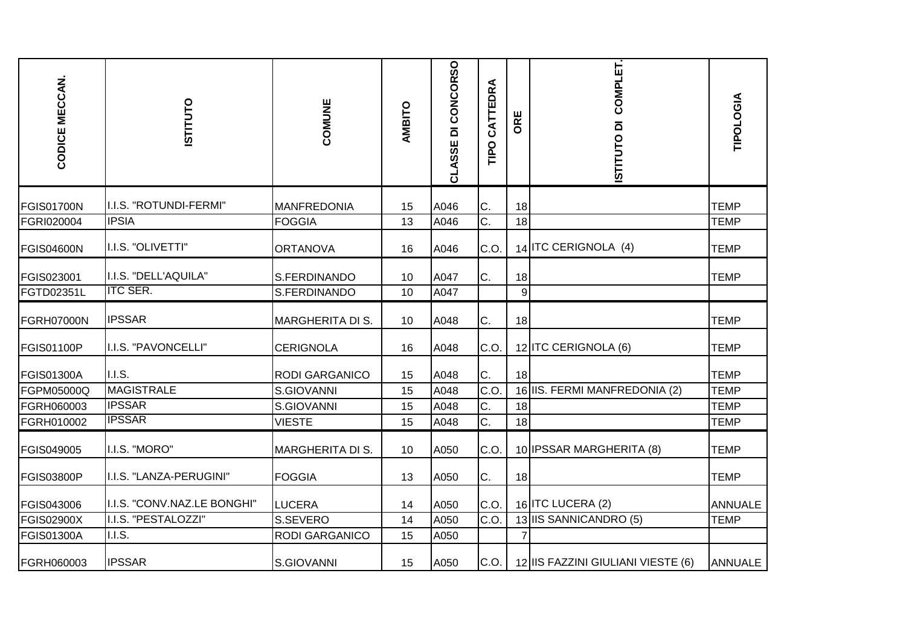| CODICE MECCAN. | ISTITUTO | COMUNE | AMBITO | CLASSE DI CONCORSO | TIPO CATTEDRA | ORE | ISTITUTO DI COMPLET. | TIPOLOGIA |
|---|---|---|---|---|---|---|---|---|
| FGIS01700N | I.I.S. "ROTUNDI-FERMI" | MANFREDONIA | 15 | A046 | C. | 18 | | TEMP |
| FGRI020004 | IPSIA | FOGGIA | 13 | A046 | C. | 18 | | TEMP |
| FGIS04600N | I.I.S. "OLIVETTI" | ORTANOVA | 16 | A046 | C.O. | 14 | ITC CERIGNOLA (4) | TEMP |
| FGIS023001 | I.I.S. "DELL'AQUILA" | S.FERDINANDO | 10 | A047 | C. | 18 | | TEMP |
| FGTD02351L | ITC SER. | S.FERDINANDO | 10 | A047 | | 9 | | |
| FGRH07000N | IPSSAR | MARGHERITA DI S. | 10 | A048 | C. | 18 | | TEMP |
| FGIS01100P | I.I.S. "PAVONCELLI" | CERIGNOLA | 16 | A048 | C.O. | 12 | ITC CERIGNOLA (6) | TEMP |
| FGIS01300A | I.I.S. | RODI GARGANICO | 15 | A048 | C. | 18 | | TEMP |
| FGPM05000Q | MAGISTRALE | S.GIOVANNI | 15 | A048 | C.O. | 16 | IIS. FERMI MANFREDONIA (2) | TEMP |
| FGRH060003 | IPSSAR | S.GIOVANNI | 15 | A048 | C. | 18 | | TEMP |
| FGRH010002 | IPSSAR | VIESTE | 15 | A048 | C. | 18 | | TEMP |
| FGIS049005 | I.I.S. "MORO" | MARGHERITA DI S. | 10 | A050 | C.O. | 10 | IPSSAR MARGHERITA (8) | TEMP |
| FGIS03800P | I.I.S. "LANZA-PERUGINI" | FOGGIA | 13 | A050 | C. | 18 | | TEMP |
| FGIS043006 | I.I.S. "CONV.NAZ.LE BONGHI" | LUCERA | 14 | A050 | C.O. | 16 | ITC LUCERA (2) | ANNUALE |
| FGIS02900X | I.I.S. "PESTALOZZI" | S.SEVERO | 14 | A050 | C.O. | 13 | IIS SANNICANDRO (5) | TEMP |
| FGIS01300A | I.I.S. | RODI GARGANICO | 15 | A050 | | 7 | | |
| FGRH060003 | IPSSAR | S.GIOVANNI | 15 | A050 | C.O. | 12 | IIS FAZZINI GIULIANI VIESTE (6) | ANNUALE |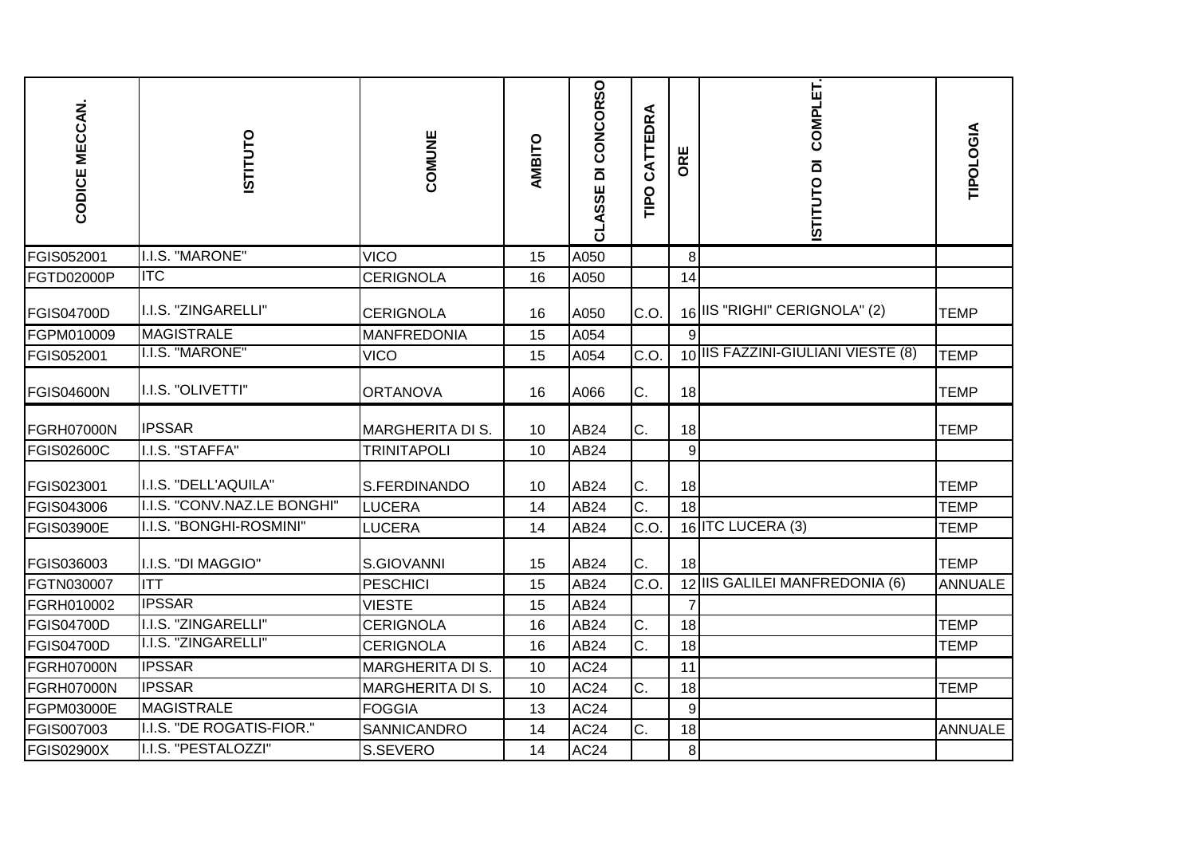| CODICE MECCAN. | ISTITUTO | COMUNE | AMBITO | CLASSE DI CONCORSO | TIPO CATTEDRA | ORE | ISTITUTO DI COMPLET. | TIPOLOGIA |
|---|---|---|---|---|---|---|---|---|
| FGIS052001 | I.I.S. "MARONE" | VICO | 15 | A050 | | 8 | | |
| FGTD02000P | ITC | CERIGNOLA | 16 | A050 | | 14 | | |
| FGIS04700D | I.I.S. "ZINGARELLI" | CERIGNOLA | 16 | A050 | C.O. | 16 | IIS "RIGHI" CERIGNOLA" (2) | TEMP |
| FGPM010009 | MAGISTRALE | MANFREDONIA | 15 | A054 | | 9 | | |
| FGIS052001 | I.I.S. "MARONE" | VICO | 15 | A054 | C.O. | 10 | IIS FAZZINI-GIULIANI VIESTE (8) | TEMP |
| FGIS04600N | I.I.S. "OLIVETTI" | ORTANOVA | 16 | A066 | C. | 18 | | TEMP |
| FGRH07000N | IPSSAR | MARGHERITA DI S. | 10 | AB24 | C. | 18 | | TEMP |
| FGIS02600C | I.I.S. "STAFFA" | TRINITAPOLI | 10 | AB24 | | 9 | | |
| FGIS023001 | I.I.S. "DELL'AQUILA" | S.FERDINANDO | 10 | AB24 | C. | 18 | | TEMP |
| FGIS043006 | I.I.S. "CONV.NAZ.LE BONGHI" | LUCERA | 14 | AB24 | C. | 18 | | TEMP |
| FGIS03900E | I.I.S. "BONGHI-ROSMINI" | LUCERA | 14 | AB24 | C.O. | 16 | ITC LUCERA (3) | TEMP |
| FGIS036003 | I.I.S. "DI MAGGIO" | S.GIOVANNI | 15 | AB24 | C. | 18 | | TEMP |
| FGTN030007 | ITT | PESCHICI | 15 | AB24 | C.O. | 12 | IIS GALILEI MANFREDONIA (6) | ANNUALE |
| FGRH010002 | IPSSAR | VIESTE | 15 | AB24 | | 7 | | |
| FGIS04700D | I.I.S. "ZINGARELLI" | CERIGNOLA | 16 | AB24 | C. | 18 | | TEMP |
| FGIS04700D | I.I.S. "ZINGARELLI" | CERIGNOLA | 16 | AB24 | C. | 18 | | TEMP |
| FGRH07000N | IPSSAR | MARGHERITA DI S. | 10 | AC24 | | 11 | | |
| FGRH07000N | IPSSAR | MARGHERITA DI S. | 10 | AC24 | C. | 18 | | TEMP |
| FGPM03000E | MAGISTRALE | FOGGIA | 13 | AC24 | | 9 | | |
| FGIS007003 | I.I.S. "DE ROGATIS-FIOR." | SANNICANDRO | 14 | AC24 | C. | 18 | | ANNUALE |
| FGIS02900X | I.I.S. "PESTALOZZI" | S.SEVERO | 14 | AC24 | | 8 | | |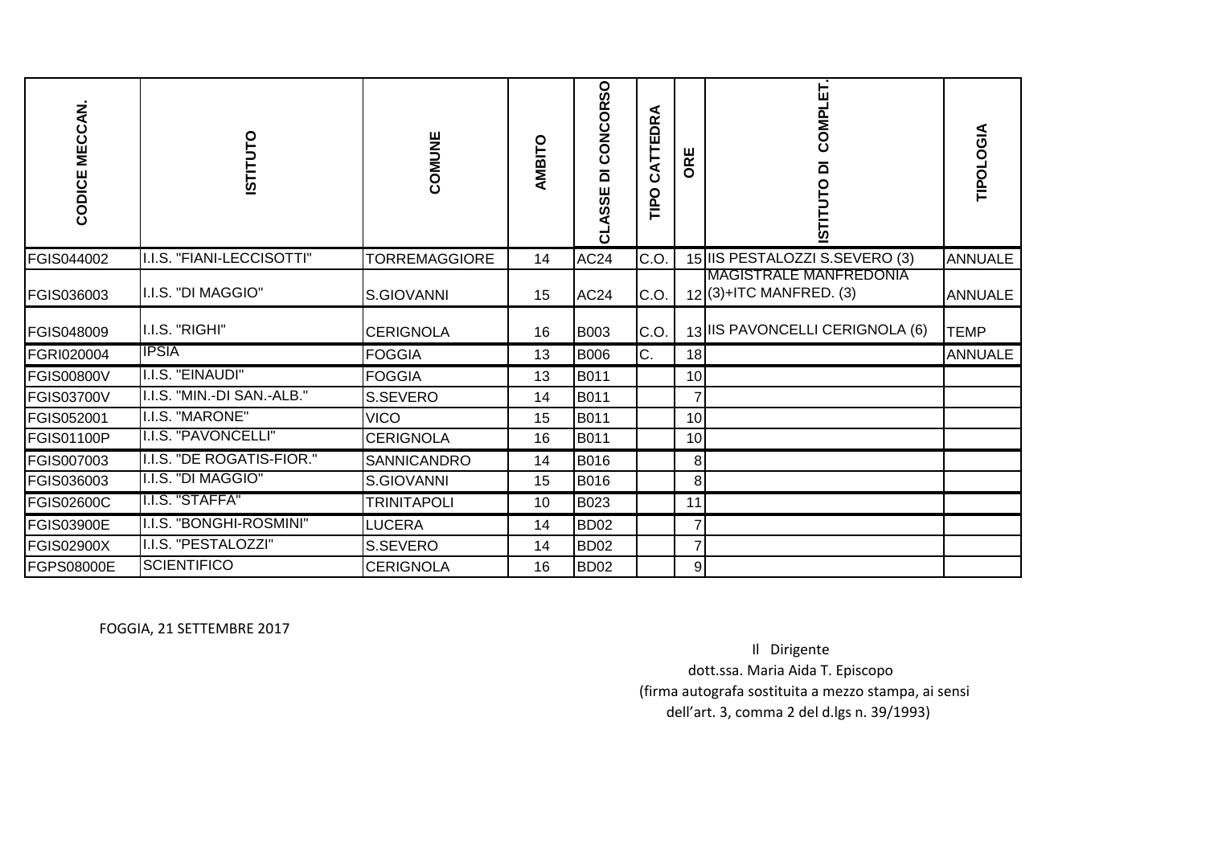| CODICE MECCAN. | ISTITUTO | COMUNE | AMBITO | CLASSE DI CONCORSO | TIPO CATTEDRA | ORE | ISTITUTO DI COMPLET. | TIPOLOGIA |
|---|---|---|---|---|---|---|---|---|
| FGIS044002 | I.I.S. "FIANI-LECCISOTTI" | TORREMAGGIORE | 14 | AC24 | C.O. | 15 | IIS PESTALOZZI S.SEVERO (3) | ANNUALE |
| FGIS036003 | I.I.S. "DI MAGGIO" | S.GIOVANNI | 15 | AC24 | C.O. | 12 | MAGISTRALE MANFREDONIA (3)+ITC MANFRED. (3) | ANNUALE |
| FGIS048009 | I.I.S. "RIGHI" | CERIGNOLA | 16 | B003 | C.O. | 13 | IIS PAVONCELLI CERIGNOLA (6) | TEMP |
| FGRI020004 | IPSIA | FOGGIA | 13 | B006 | C. | 18 | | ANNUALE |
| FGIS00800V | I.I.S. "EINAUDI" | FOGGIA | 13 | B011 | | 10 | | |
| FGIS03700V | I.I.S. "MIN.-DI SAN.-ALB." | S.SEVERO | 14 | B011 | | 7 | | |
| FGIS052001 | I.I.S. "MARONE" | VICO | 15 | B011 | | 10 | | |
| FGIS01100P | I.I.S. "PAVONCELLI" | CERIGNOLA | 16 | B011 | | 10 | | |
| FGIS007003 | I.I.S. "DE ROGATIS-FIOR." | SANNICANDRO | 14 | B016 | | 8 | | |
| FGIS036003 | I.I.S. "DI MAGGIO" | S.GIOVANNI | 15 | B016 | | 8 | | |
| FGIS02600C | I.I.S. "STAFFA" | TRINITAPOLI | 10 | B023 | | 11 | | |
| FGIS03900E | I.I.S. "BONGHI-ROSMINI" | LUCERA | 14 | BD02 | | 7 | | |
| FGIS02900X | I.I.S. "PESTALOZZI" | S.SEVERO | 14 | BD02 | | 7 | | |
| FGPS08000E | SCIENTIFICO | CERIGNOLA | 16 | BD02 | | 9 | | |

FOGGIA, 21 SETTEMBRE 2017

Il Dirigente
dott.ssa. Maria Aida T. Episcopo
(firma autografa sostituita a mezzo stampa, ai sensi
dell'art. 3, comma 2 del d.lgs n. 39/1993)